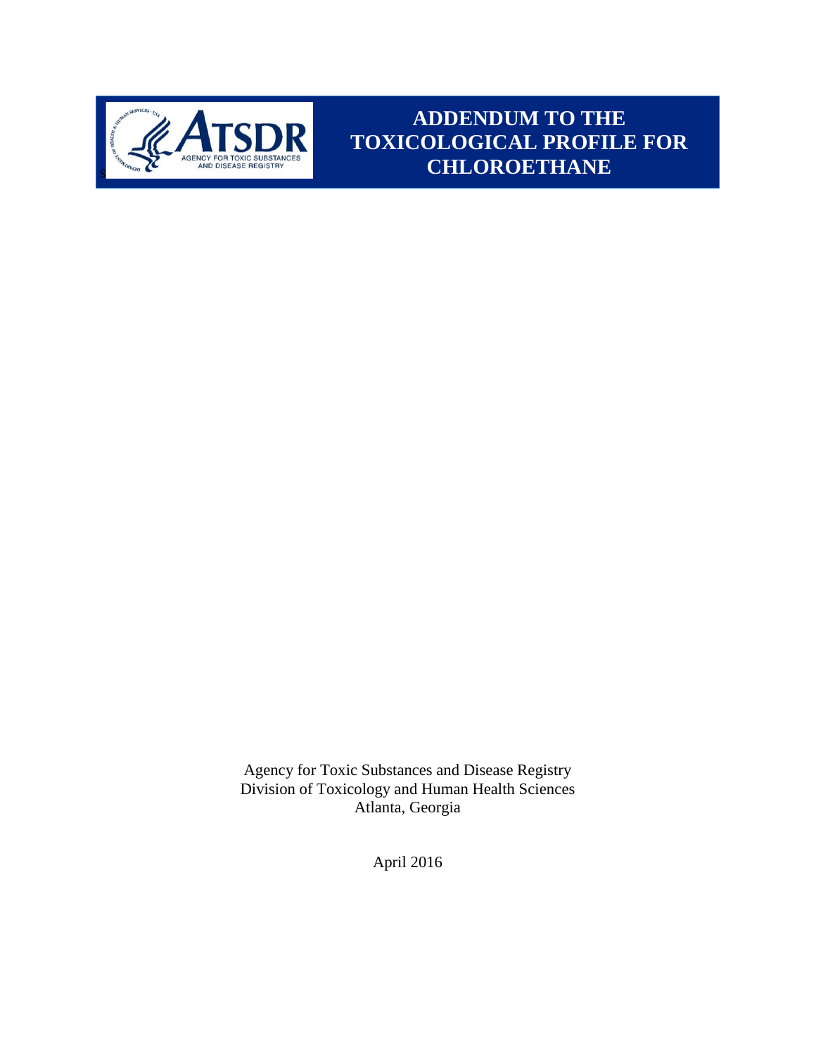# ADDENDUM TO THE TOXICOLOGICAL PROFILE FOR CHLOROETHANE

Agency for Toxic Substances and Disease Registry
Division of Toxicology and Human Health Sciences
Atlanta, Georgia

April 2016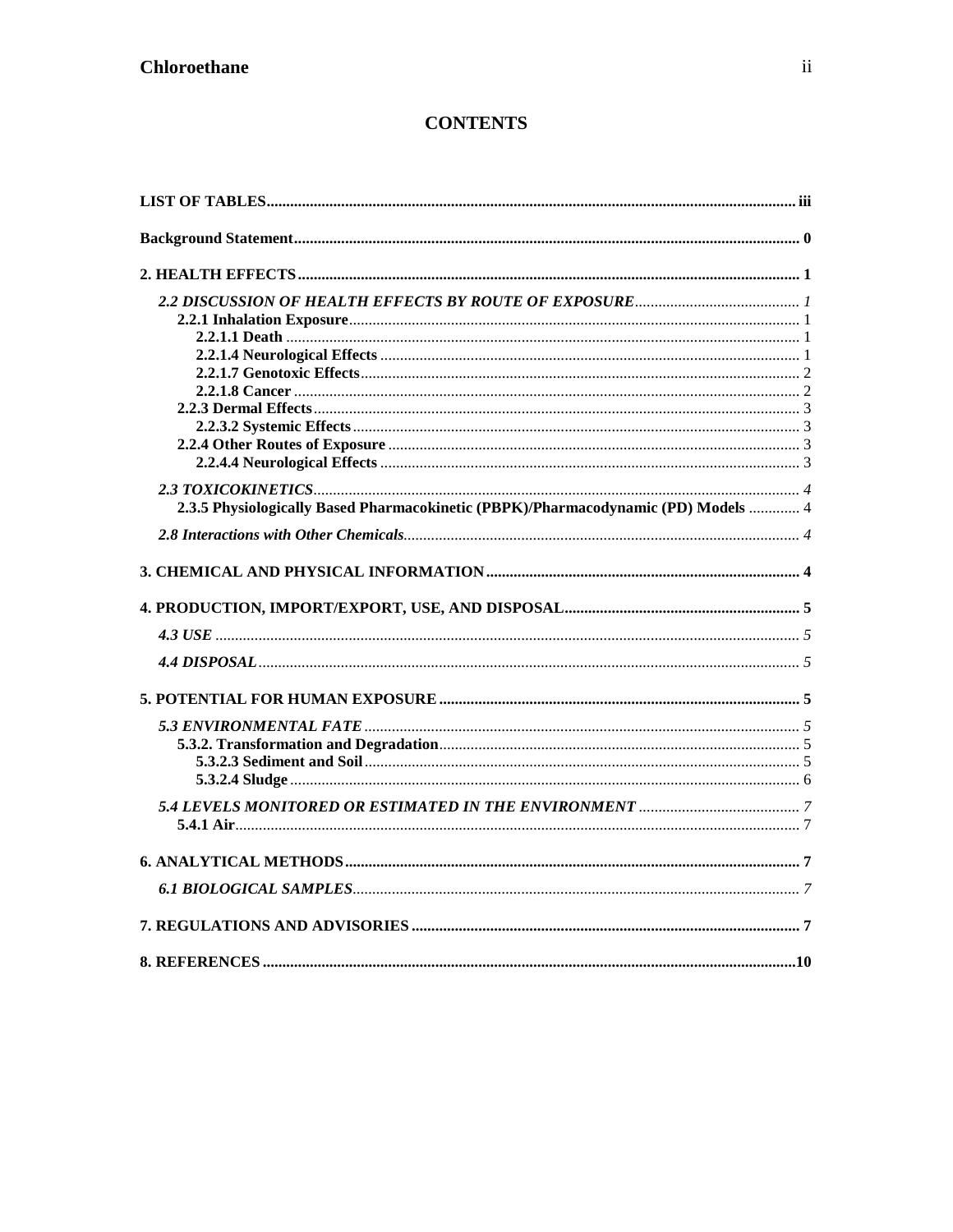# CONTENTS

**LIST OF TABLES** ..... iii

**Background Statement** ..... 0

**2. HEALTH EFFECTS** ..... 1

- *2.2 DISCUSSION OF HEALTH EFFECTS BY ROUTE OF EXPOSURE* ..... 1
  - **2.2.1 Inhalation Exposure** ..... 1
    - **2.2.1.1 Death** ..... 1
    - **2.2.1.4 Neurological Effects** ..... 1
    - **2.2.1.7 Genotoxic Effects** ..... 2
    - **2.2.1.8 Cancer** ..... 2
  - **2.2.3 Dermal Effects** ..... 3
    - **2.2.3.2 Systemic Effects** ..... 3
  - **2.2.4 Other Routes of Exposure** ..... 3
    - **2.2.4.4 Neurological Effects** ..... 3
- *2.3 TOXICOKINETICS* ..... 4
  - **2.3.5 Physiologically Based Pharmacokinetic (PBPK)/Pharmacodynamic (PD) Models** ..... 4
- *2.8 Interactions with Other Chemicals* ..... 4

**3. CHEMICAL AND PHYSICAL INFORMATION** ..... 4

**4. PRODUCTION, IMPORT/EXPORT, USE, AND DISPOSAL** ..... 5

- *4.3 USE* ..... 5
- *4.4 DISPOSAL* ..... 5

**5. POTENTIAL FOR HUMAN EXPOSURE** ..... 5

- *5.3 ENVIRONMENTAL FATE* ..... 5
  - **5.3.2. Transformation and Degradation** ..... 5
    - **5.3.2.3 Sediment and Soil** ..... 5
    - **5.3.2.4 Sludge** ..... 6
- *5.4 LEVELS MONITORED OR ESTIMATED IN THE ENVIRONMENT* ..... 7
  - **5.4.1 Air** ..... 7

**6. ANALYTICAL METHODS** ..... 7

- *6.1 BIOLOGICAL SAMPLES* ..... 7

**7. REGULATIONS AND ADVISORIES** ..... 7

**8. REFERENCES** ..... 10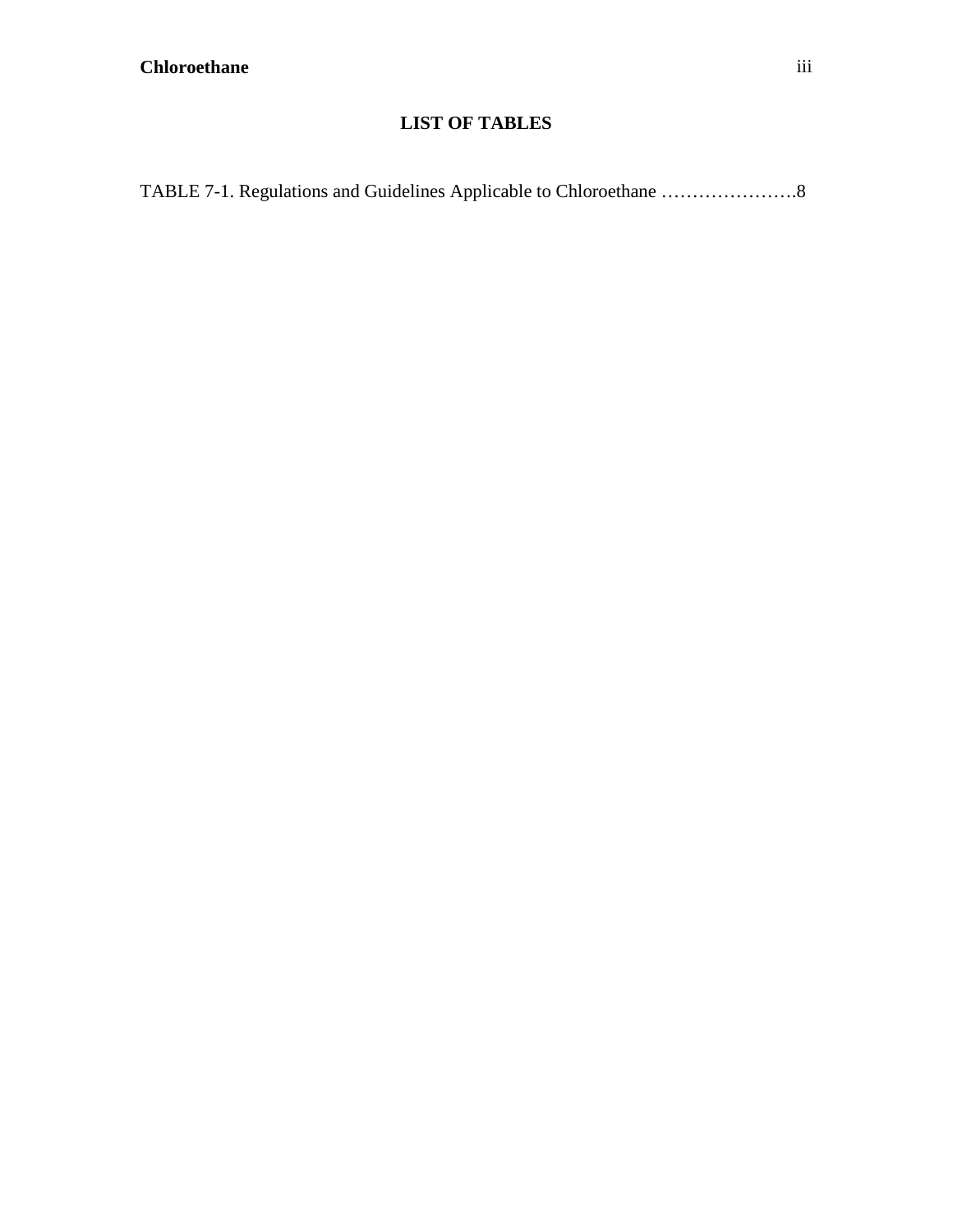## LIST OF TABLES

TABLE 7-1. Regulations and Guidelines Applicable to Chloroethane ………………….8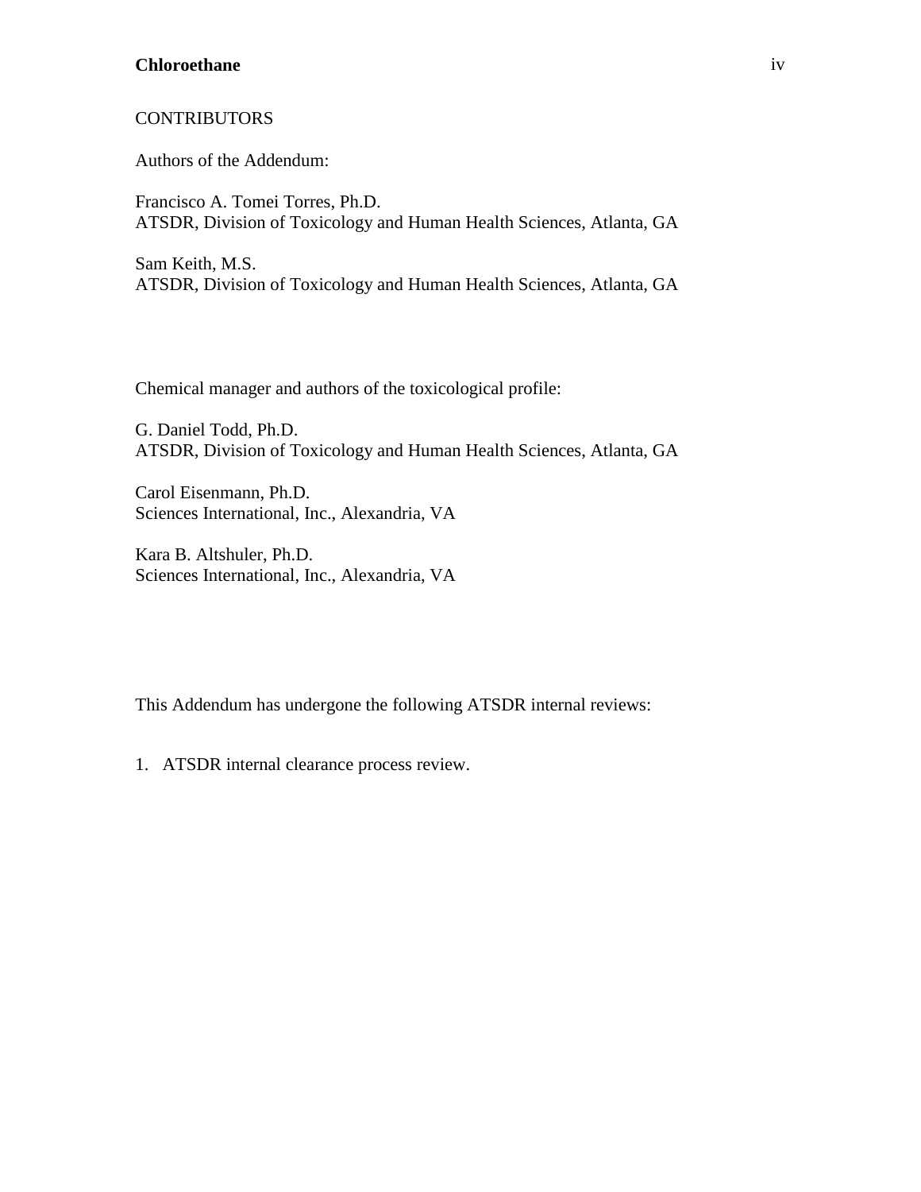CONTRIBUTORS

Authors of the Addendum:

Francisco A. Tomei Torres, Ph.D.
ATSDR, Division of Toxicology and Human Health Sciences, Atlanta, GA

Sam Keith, M.S.
ATSDR, Division of Toxicology and Human Health Sciences, Atlanta, GA

Chemical manager and authors of the toxicological profile:

G. Daniel Todd, Ph.D.
ATSDR, Division of Toxicology and Human Health Sciences, Atlanta, GA

Carol Eisenmann, Ph.D.
Sciences International, Inc., Alexandria, VA

Kara B. Altshuler, Ph.D.
Sciences International, Inc., Alexandria, VA

This Addendum has undergone the following ATSDR internal reviews:

1. ATSDR internal clearance process review.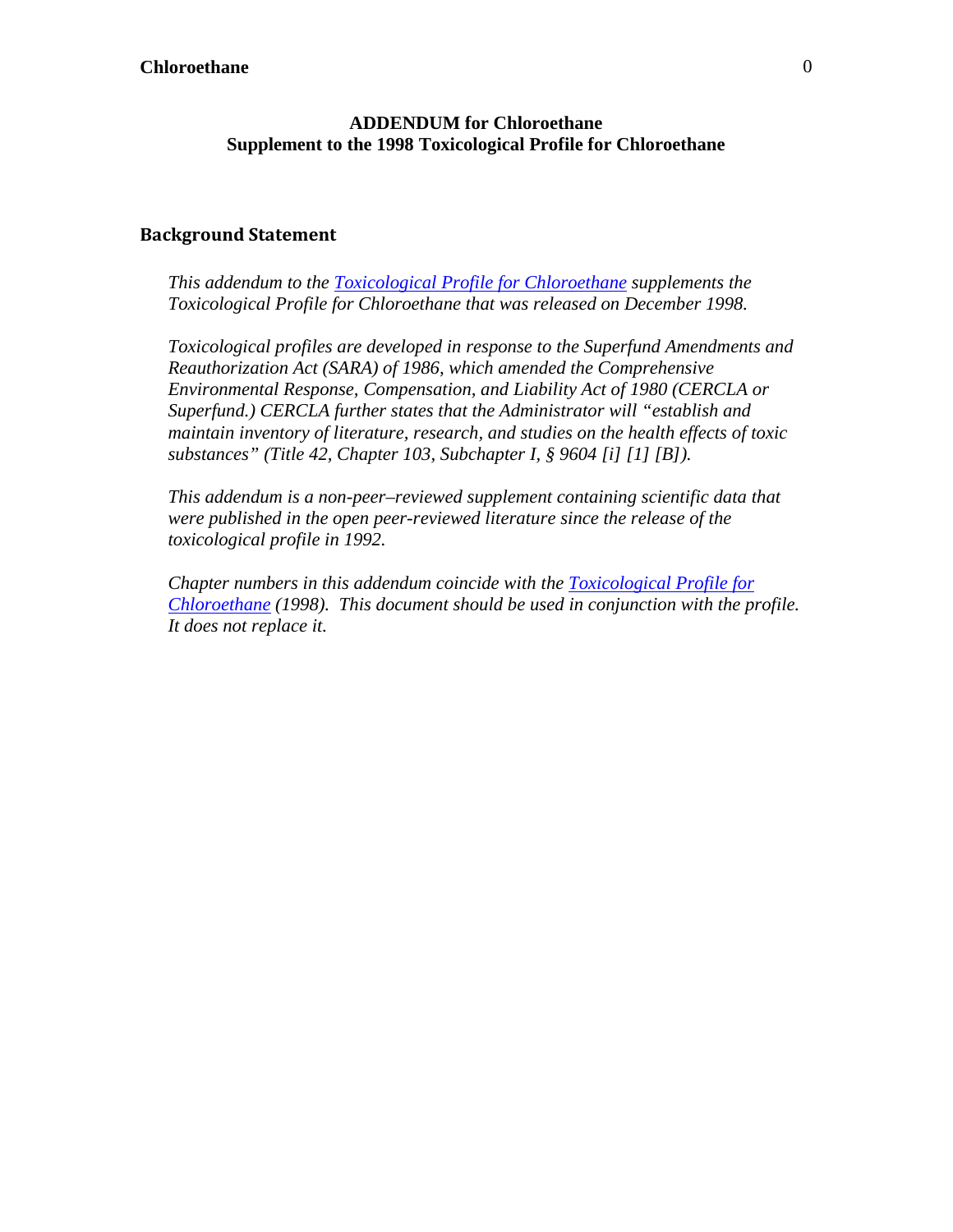**ADDENDUM for Chloroethane**
**Supplement to the 1998 Toxicological Profile for Chloroethane**

## Background Statement

*This addendum to the Toxicological Profile for Chloroethane supplements the Toxicological Profile for Chloroethane that was released on December 1998.*

*Toxicological profiles are developed in response to the Superfund Amendments and Reauthorization Act (SARA) of 1986, which amended the Comprehensive Environmental Response, Compensation, and Liability Act of 1980 (CERCLA or Superfund.) CERCLA further states that the Administrator will "establish and maintain inventory of literature, research, and studies on the health effects of toxic substances" (Title 42, Chapter 103, Subchapter I, § 9604 [i] [1] [B]).*

*This addendum is a non-peer–reviewed supplement containing scientific data that were published in the open peer-reviewed literature since the release of the toxicological profile in 1992.*

*Chapter numbers in this addendum coincide with the Toxicological Profile for Chloroethane (1998). This document should be used in conjunction with the profile. It does not replace it.*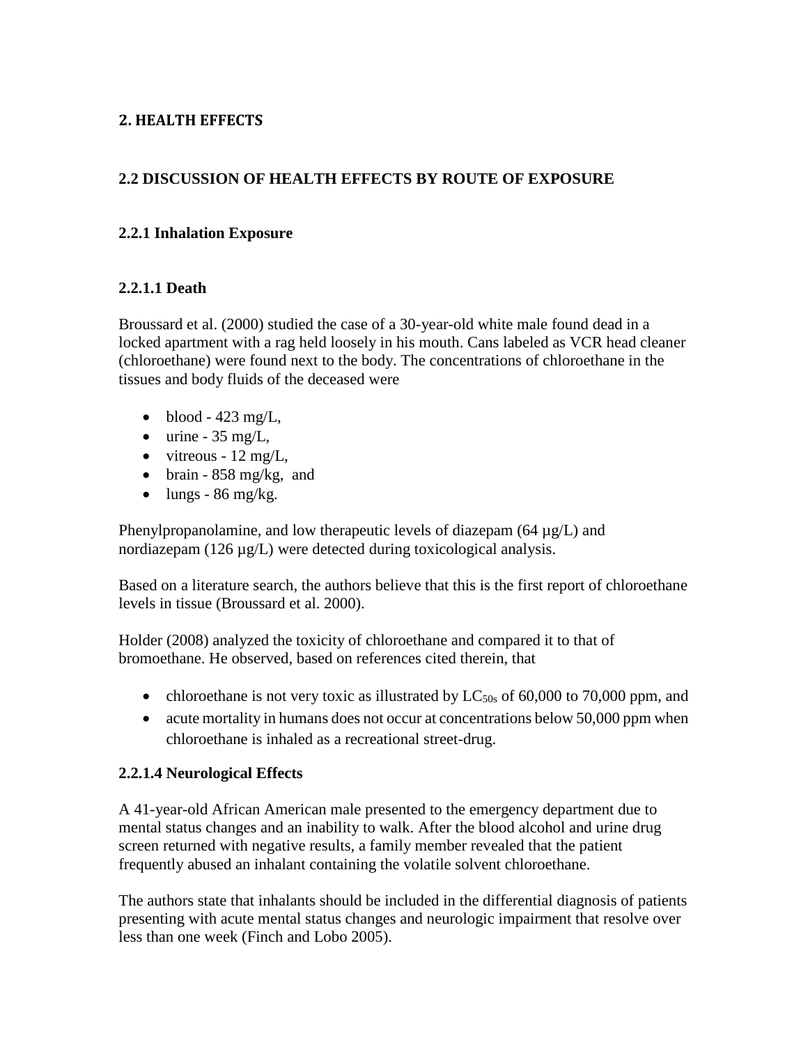## 2. HEALTH EFFECTS

### 2.2 DISCUSSION OF HEALTH EFFECTS BY ROUTE OF EXPOSURE

#### 2.2.1 Inhalation Exposure

##### 2.2.1.1 Death

Broussard et al. (2000) studied the case of a 30-year-old white male found dead in a locked apartment with a rag held loosely in his mouth. Cans labeled as VCR head cleaner (chloroethane) were found next to the body. The concentrations of chloroethane in the tissues and body fluids of the deceased were

- blood - 423 mg/L,
- urine - 35 mg/L,
- vitreous - 12 mg/L,
- brain - 858 mg/kg, and
- lungs - 86 mg/kg.

Phenylpropanolamine, and low therapeutic levels of diazepam (64 µg/L) and nordiazepam (126 µg/L) were detected during toxicological analysis.

Based on a literature search, the authors believe that this is the first report of chloroethane levels in tissue (Broussard et al. 2000).

Holder (2008) analyzed the toxicity of chloroethane and compared it to that of bromoethane. He observed, based on references cited therein, that

- chloroethane is not very toxic as illustrated by $LC_{50s}$ of 60,000 to 70,000 ppm, and
- acute mortality in humans does not occur at concentrations below 50,000 ppm when chloroethane is inhaled as a recreational street-drug.

##### 2.2.1.4 Neurological Effects

A 41-year-old African American male presented to the emergency department due to mental status changes and an inability to walk. After the blood alcohol and urine drug screen returned with negative results, a family member revealed that the patient frequently abused an inhalant containing the volatile solvent chloroethane.

The authors state that inhalants should be included in the differential diagnosis of patients presenting with acute mental status changes and neurologic impairment that resolve over less than one week (Finch and Lobo 2005).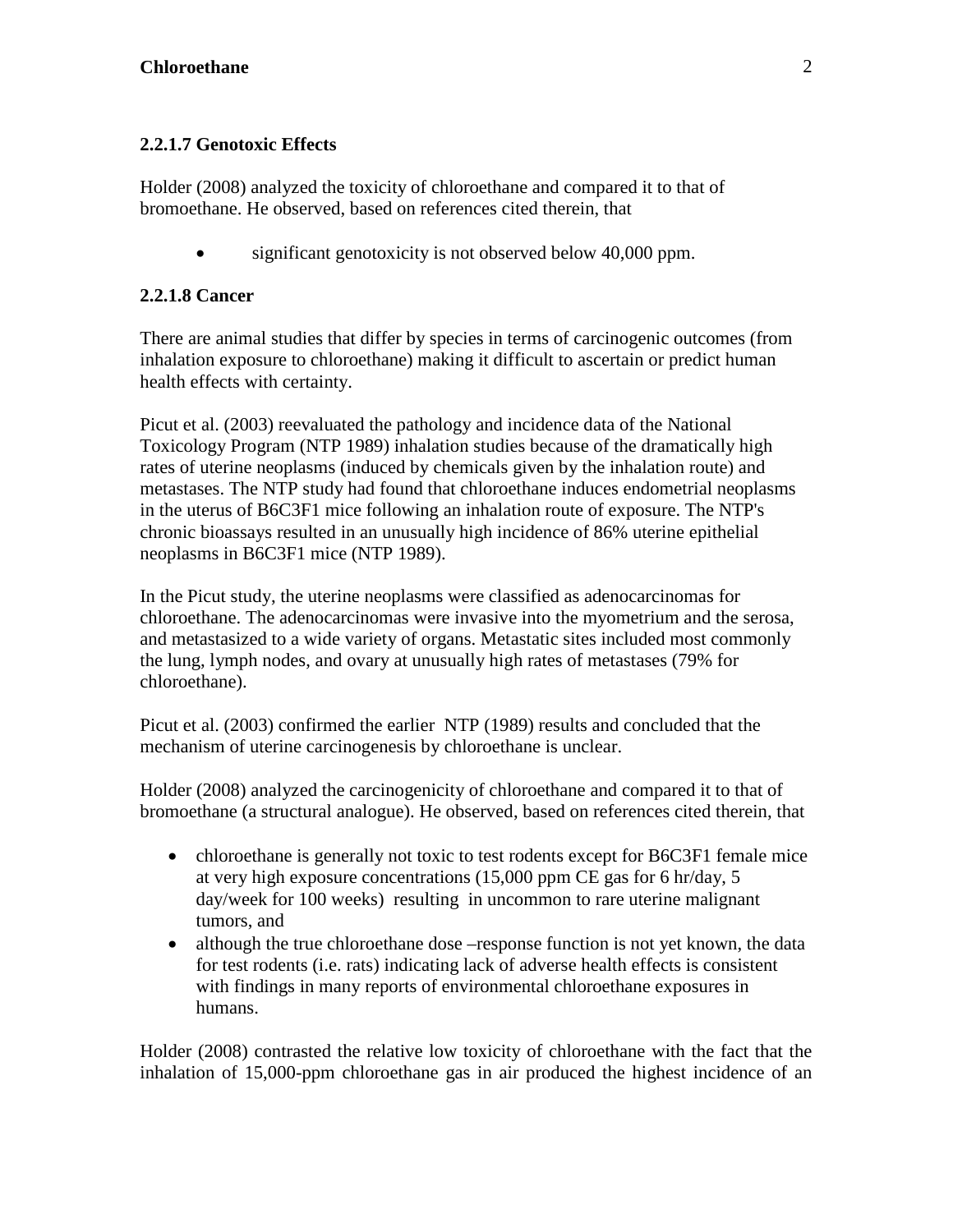### 2.2.1.7 Genotoxic Effects

Holder (2008) analyzed the toxicity of chloroethane and compared it to that of bromoethane. He observed, based on references cited therein, that

- significant genotoxicity is not observed below 40,000 ppm.

### 2.2.1.8 Cancer

There are animal studies that differ by species in terms of carcinogenic outcomes (from inhalation exposure to chloroethane) making it difficult to ascertain or predict human health effects with certainty.

Picut et al. (2003) reevaluated the pathology and incidence data of the National Toxicology Program (NTP 1989) inhalation studies because of the dramatically high rates of uterine neoplasms (induced by chemicals given by the inhalation route) and metastases. The NTP study had found that chloroethane induces endometrial neoplasms in the uterus of B6C3F1 mice following an inhalation route of exposure. The NTP's chronic bioassays resulted in an unusually high incidence of 86% uterine epithelial neoplasms in B6C3F1 mice (NTP 1989).

In the Picut study, the uterine neoplasms were classified as adenocarcinomas for chloroethane. The adenocarcinomas were invasive into the myometrium and the serosa, and metastasized to a wide variety of organs. Metastatic sites included most commonly the lung, lymph nodes, and ovary at unusually high rates of metastases (79% for chloroethane).

Picut et al. (2003) confirmed the earlier NTP (1989) results and concluded that the mechanism of uterine carcinogenesis by chloroethane is unclear.

Holder (2008) analyzed the carcinogenicity of chloroethane and compared it to that of bromoethane (a structural analogue). He observed, based on references cited therein, that

- chloroethane is generally not toxic to test rodents except for B6C3F1 female mice at very high exposure concentrations (15,000 ppm CE gas for 6 hr/day, 5 day/week for 100 weeks) resulting in uncommon to rare uterine malignant tumors, and
- although the true chloroethane dose –response function is not yet known, the data for test rodents (i.e. rats) indicating lack of adverse health effects is consistent with findings in many reports of environmental chloroethane exposures in humans.

Holder (2008) contrasted the relative low toxicity of chloroethane with the fact that the inhalation of 15,000-ppm chloroethane gas in air produced the highest incidence of an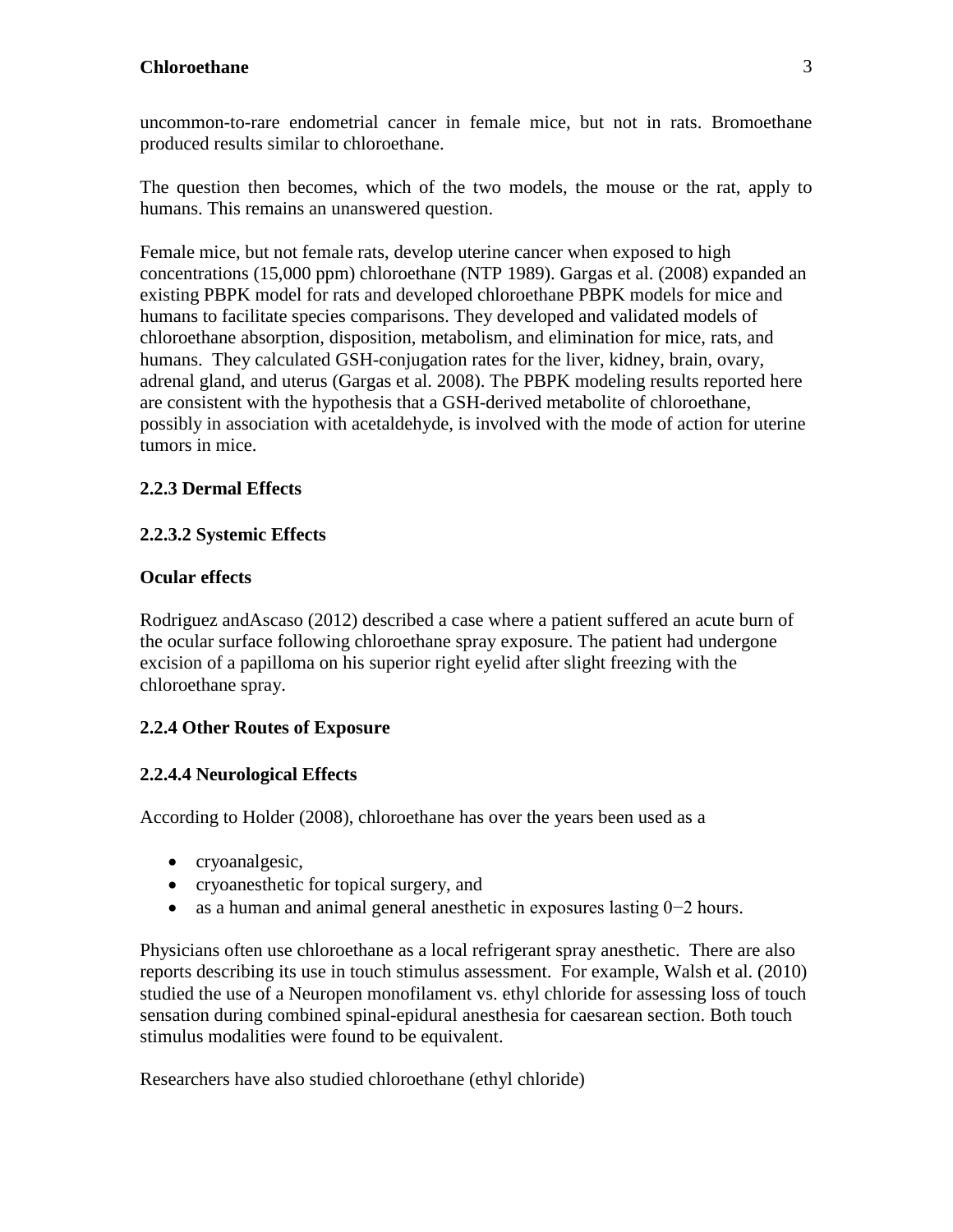uncommon-to-rare endometrial cancer in female mice, but not in rats. Bromoethane produced results similar to chloroethane.

The question then becomes, which of the two models, the mouse or the rat, apply to humans. This remains an unanswered question.

Female mice, but not female rats, develop uterine cancer when exposed to high concentrations (15,000 ppm) chloroethane (NTP 1989). Gargas et al. (2008) expanded an existing PBPK model for rats and developed chloroethane PBPK models for mice and humans to facilitate species comparisons. They developed and validated models of chloroethane absorption, disposition, metabolism, and elimination for mice, rats, and humans. They calculated GSH-conjugation rates for the liver, kidney, brain, ovary, adrenal gland, and uterus (Gargas et al. 2008). The PBPK modeling results reported here are consistent with the hypothesis that a GSH-derived metabolite of chloroethane, possibly in association with acetaldehyde, is involved with the mode of action for uterine tumors in mice.

### 2.2.3 Dermal Effects

#### 2.2.3.2 Systemic Effects

**Ocular effects**

Rodriguez andAscaso (2012) described a case where a patient suffered an acute burn of the ocular surface following chloroethane spray exposure. The patient had undergone excision of a papilloma on his superior right eyelid after slight freezing with the chloroethane spray.

### 2.2.4 Other Routes of Exposure

#### 2.2.4.4 Neurological Effects

According to Holder (2008), chloroethane has over the years been used as a

- cryoanalgesic,
- cryoanesthetic for topical surgery, and
- as a human and animal general anesthetic in exposures lasting 0−2 hours.

Physicians often use chloroethane as a local refrigerant spray anesthetic. There are also reports describing its use in touch stimulus assessment. For example, Walsh et al. (2010) studied the use of a Neuropen monofilament vs. ethyl chloride for assessing loss of touch sensation during combined spinal-epidural anesthesia for caesarean section. Both touch stimulus modalities were found to be equivalent.

Researchers have also studied chloroethane (ethyl chloride)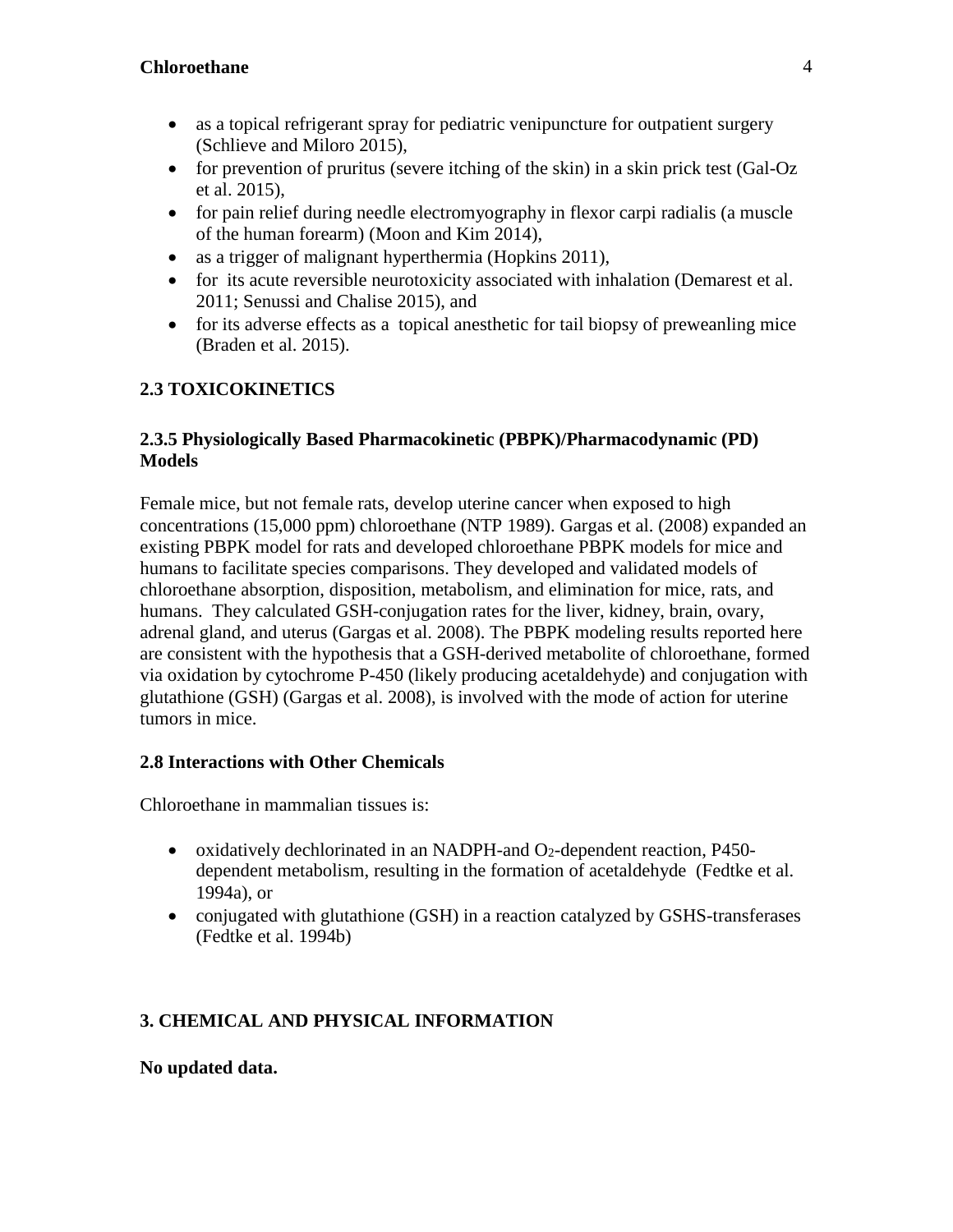- as a topical refrigerant spray for pediatric venipuncture for outpatient surgery (Schlieve and Miloro 2015),
- for prevention of pruritus (severe itching of the skin) in a skin prick test (Gal-Oz et al. 2015),
- for pain relief during needle electromyography in flexor carpi radialis (a muscle of the human forearm) (Moon and Kim 2014),
- as a trigger of malignant hyperthermia (Hopkins 2011),
- for its acute reversible neurotoxicity associated with inhalation (Demarest et al. 2011; Senussi and Chalise 2015), and
- for its adverse effects as a topical anesthetic for tail biopsy of preweanling mice (Braden et al. 2015).

## 2.3 TOXICOKINETICS

### 2.3.5 Physiologically Based Pharmacokinetic (PBPK)/Pharmacodynamic (PD) Models

Female mice, but not female rats, develop uterine cancer when exposed to high concentrations (15,000 ppm) chloroethane (NTP 1989). Gargas et al. (2008) expanded an existing PBPK model for rats and developed chloroethane PBPK models for mice and humans to facilitate species comparisons. They developed and validated models of chloroethane absorption, disposition, metabolism, and elimination for mice, rats, and humans. They calculated GSH-conjugation rates for the liver, kidney, brain, ovary, adrenal gland, and uterus (Gargas et al. 2008). The PBPK modeling results reported here are consistent with the hypothesis that a GSH-derived metabolite of chloroethane, formed via oxidation by cytochrome P-450 (likely producing acetaldehyde) and conjugation with glutathione (GSH) (Gargas et al. 2008), is involved with the mode of action for uterine tumors in mice.

### 2.8 Interactions with Other Chemicals

Chloroethane in mammalian tissues is:

- oxidatively dechlorinated in an NADPH-and $O_2$-dependent reaction, P450-dependent metabolism, resulting in the formation of acetaldehyde (Fedtke et al. 1994a), or
- conjugated with glutathione (GSH) in a reaction catalyzed by GSHS-transferases (Fedtke et al. 1994b)

## 3. CHEMICAL AND PHYSICAL INFORMATION

**No updated data.**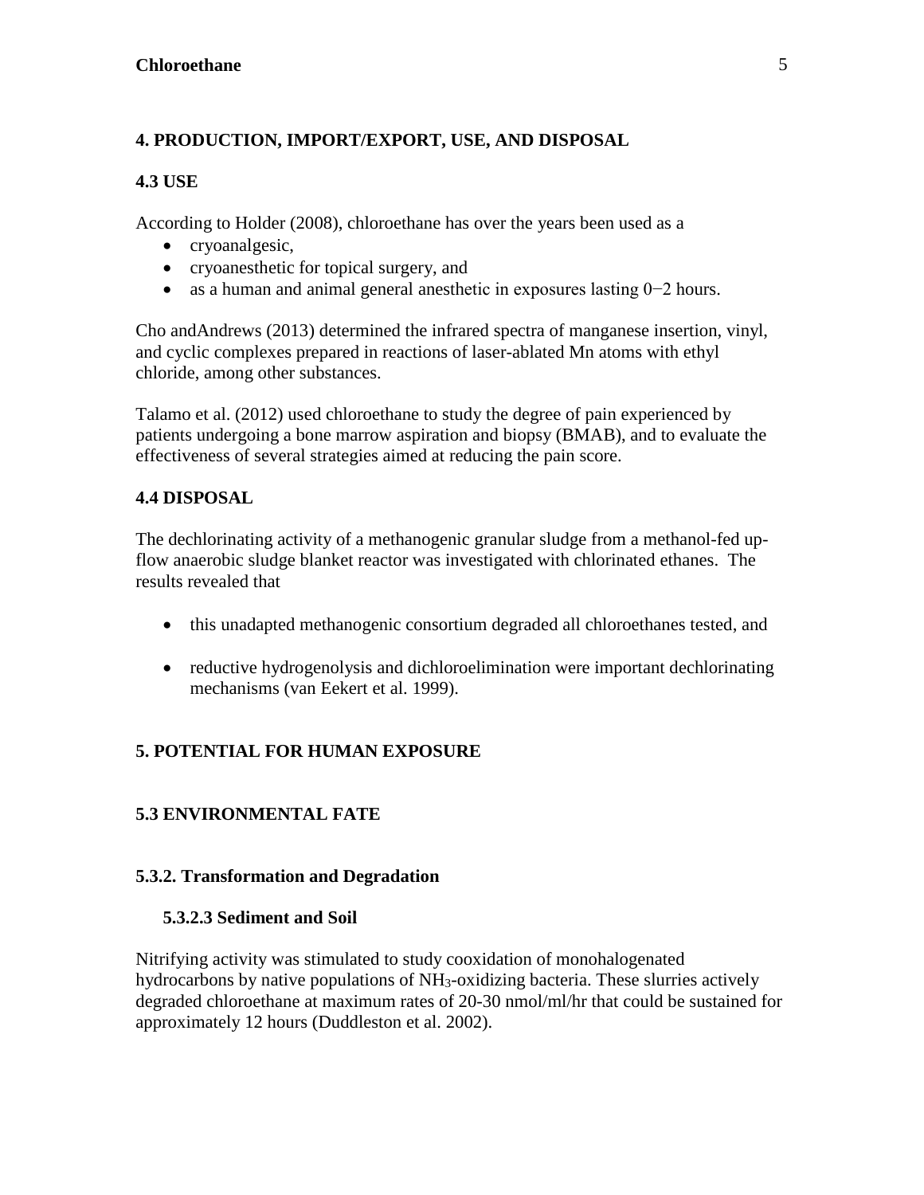## 4. PRODUCTION, IMPORT/EXPORT, USE, AND DISPOSAL

### 4.3 USE

According to Holder (2008), chloroethane has over the years been used as a

- cryoanalgesic,
- cryoanesthetic for topical surgery, and
- as a human and animal general anesthetic in exposures lasting 0−2 hours.

Cho andAndrews (2013) determined the infrared spectra of manganese insertion, vinyl, and cyclic complexes prepared in reactions of laser-ablated Mn atoms with ethyl chloride, among other substances.

Talamo et al. (2012) used chloroethane to study the degree of pain experienced by patients undergoing a bone marrow aspiration and biopsy (BMAB), and to evaluate the effectiveness of several strategies aimed at reducing the pain score.

### 4.4 DISPOSAL

The dechlorinating activity of a methanogenic granular sludge from a methanol-fed up-flow anaerobic sludge blanket reactor was investigated with chlorinated ethanes. The results revealed that

- this unadapted methanogenic consortium degraded all chloroethanes tested, and
- reductive hydrogenolysis and dichloroelimination were important dechlorinating mechanisms (van Eekert et al. 1999).

## 5. POTENTIAL FOR HUMAN EXPOSURE

### 5.3 ENVIRONMENTAL FATE

#### 5.3.2. Transformation and Degradation

##### 5.3.2.3 Sediment and Soil

Nitrifying activity was stimulated to study cooxidation of monohalogenated hydrocarbons by native populations of $NH_3$-oxidizing bacteria. These slurries actively degraded chloroethane at maximum rates of 20-30 nmol/ml/hr that could be sustained for approximately 12 hours (Duddleston et al. 2002).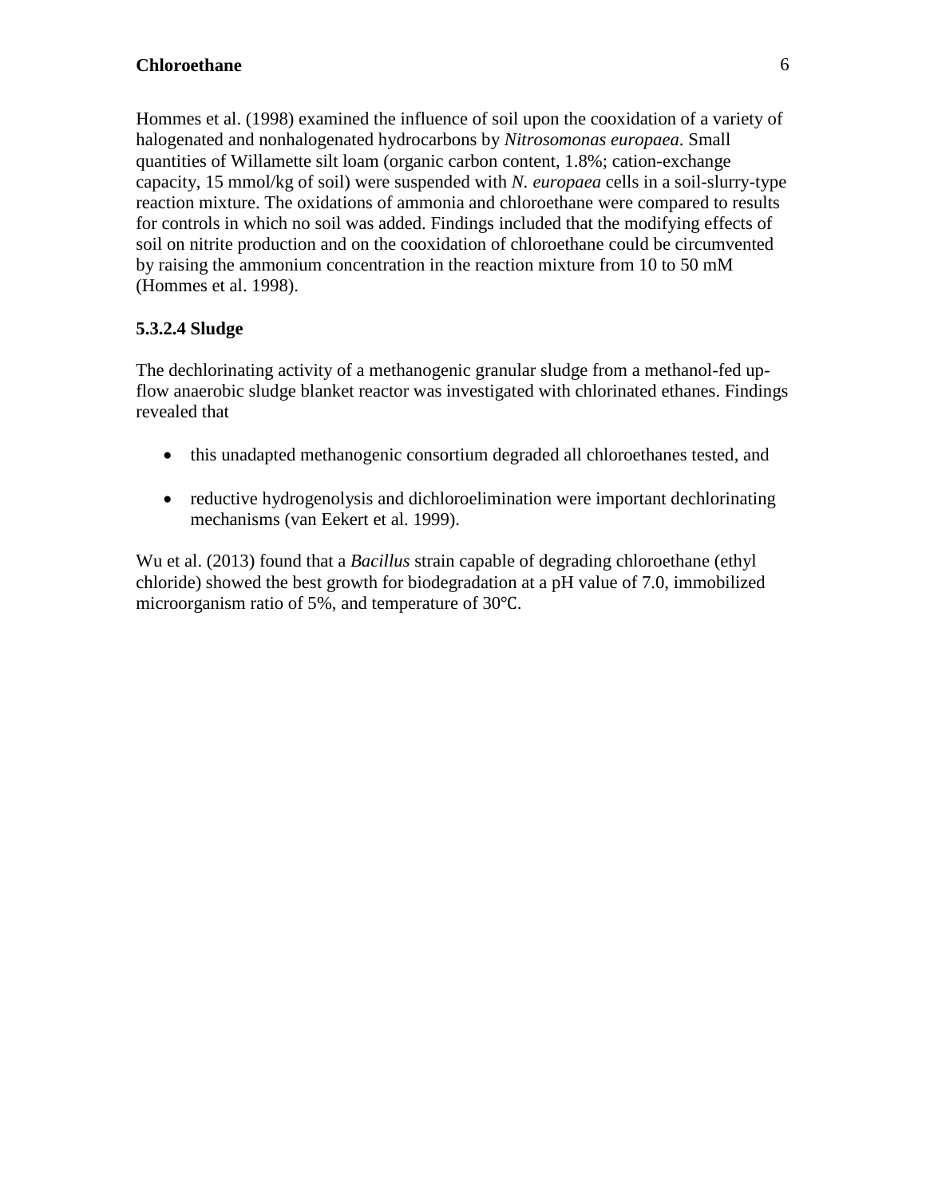Hommes et al. (1998) examined the influence of soil upon the cooxidation of a variety of halogenated and nonhalogenated hydrocarbons by *Nitrosomonas europaea*. Small quantities of Willamette silt loam (organic carbon content, 1.8%; cation-exchange capacity, 15 mmol/kg of soil) were suspended with *N. europaea* cells in a soil-slurry-type reaction mixture. The oxidations of ammonia and chloroethane were compared to results for controls in which no soil was added. Findings included that the modifying effects of soil on nitrite production and on the cooxidation of chloroethane could be circumvented by raising the ammonium concentration in the reaction mixture from 10 to 50 mM (Hommes et al. 1998).

### 5.3.2.4 Sludge

The dechlorinating activity of a methanogenic granular sludge from a methanol-fed up-flow anaerobic sludge blanket reactor was investigated with chlorinated ethanes. Findings revealed that

- this unadapted methanogenic consortium degraded all chloroethanes tested, and
- reductive hydrogenolysis and dichloroelimination were important dechlorinating mechanisms (van Eekert et al. 1999).

Wu et al. (2013) found that a *Bacillus* strain capable of degrading chloroethane (ethyl chloride) showed the best growth for biodegradation at a pH value of 7.0, immobilized microorganism ratio of 5%, and temperature of 30℃.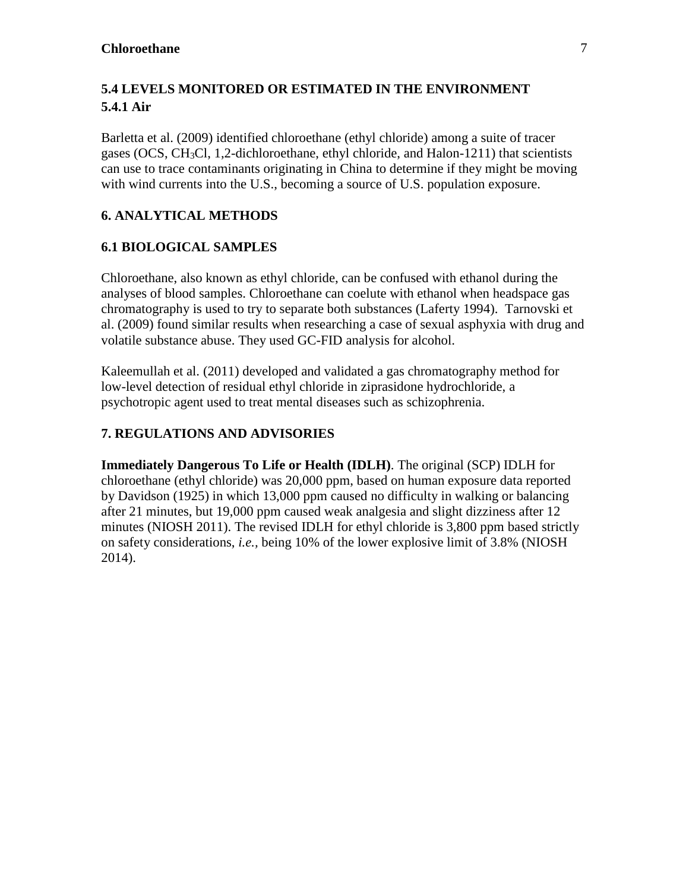## 5.4 LEVELS MONITORED OR ESTIMATED IN THE ENVIRONMENT

### 5.4.1 Air

Barletta et al. (2009) identified chloroethane (ethyl chloride) among a suite of tracer gases (OCS, $CH_3Cl$, 1,2-dichloroethane, ethyl chloride, and Halon-1211) that scientists can use to trace contaminants originating in China to determine if they might be moving with wind currents into the U.S., becoming a source of U.S. population exposure.

## 6. ANALYTICAL METHODS

### 6.1 BIOLOGICAL SAMPLES

Chloroethane, also known as ethyl chloride, can be confused with ethanol during the analyses of blood samples. Chloroethane can coelute with ethanol when headspace gas chromatography is used to try to separate both substances (Laferty 1994). Tarnovski et al. (2009) found similar results when researching a case of sexual asphyxia with drug and volatile substance abuse. They used GC-FID analysis for alcohol.

Kaleemullah et al. (2011) developed and validated a gas chromatography method for low-level detection of residual ethyl chloride in ziprasidone hydrochloride, a psychotropic agent used to treat mental diseases such as schizophrenia.

## 7. REGULATIONS AND ADVISORIES

**Immediately Dangerous To Life or Health (IDLH)**. The original (SCP) IDLH for chloroethane (ethyl chloride) was 20,000 ppm, based on human exposure data reported by Davidson (1925) in which 13,000 ppm caused no difficulty in walking or balancing after 21 minutes, but 19,000 ppm caused weak analgesia and slight dizziness after 12 minutes (NIOSH 2011). The revised IDLH for ethyl chloride is 3,800 ppm based strictly on safety considerations, *i.e.,* being 10% of the lower explosive limit of 3.8% (NIOSH 2014).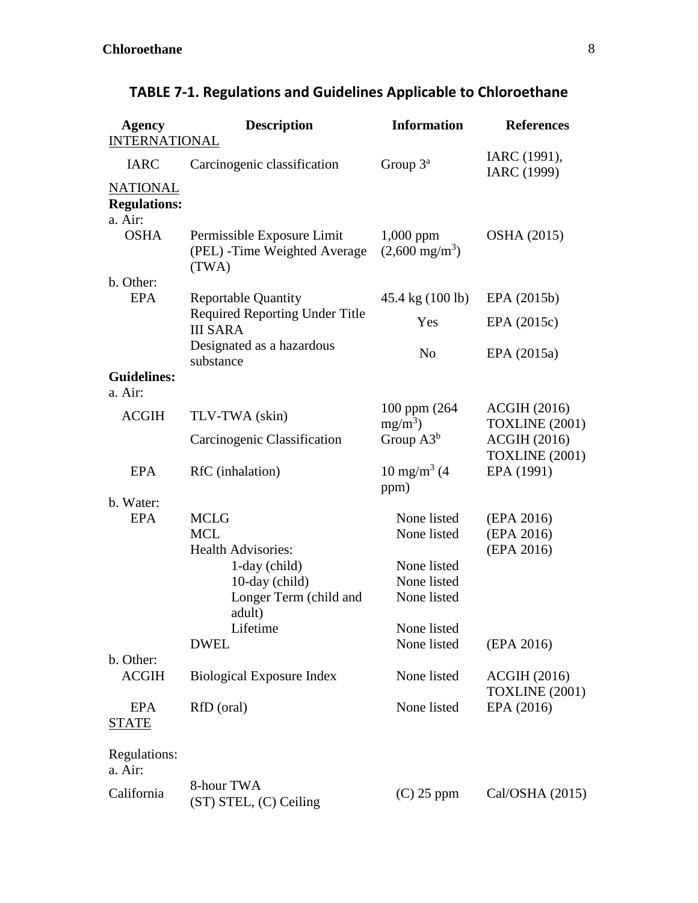## TABLE 7-1. Regulations and Guidelines Applicable to Chloroethane

| Agency | Description | Information | References |
|---|---|---|---|
| INTERNATIONAL | | | |
| IARC | Carcinogenic classification | Group 3[a] | IARC (1991), IARC (1999) |
| NATIONAL | | | |
| **Regulations:** | | | |
| a. Air: | | | |
| OSHA | Permissible Exposure Limit (PEL) -Time Weighted Average (TWA) | 1,000 ppm (2,600 mg/m$^3$) | OSHA (2015) |
| b. Other: | | | |
| EPA | Reportable Quantity | 45.4 kg (100 lb) | EPA (2015b) |
| | Required Reporting Under Title III SARA | Yes | EPA (2015c) |
| | Designated as a hazardous substance | No | EPA (2015a) |
| **Guidelines:** | | | |
| a. Air: | | | |
| ACGIH | TLV-TWA (skin) | 100 ppm (264 mg/m$^3$) | ACGIH (2016) TOXLINE (2001) |
| | Carcinogenic Classification | Group A3[b] | ACGIH (2016) TOXLINE (2001) |
| EPA | RfC (inhalation) | 10 mg/m$^3$ (4 ppm) | EPA (1991) |
| b. Water: | | | |
| EPA | MCLG | None listed | (EPA 2016) |
| | MCL | None listed | (EPA 2016) |
| | Health Advisories: | | (EPA 2016) |
| | 1-day (child) | None listed | |
| | 10-day (child) | None listed | |
| | Longer Term (child and adult) | None listed | |
| | Lifetime | None listed | |
| | DWEL | None listed | (EPA 2016) |
| b. Other: | | | |
| ACGIH | Biological Exposure Index | None listed | ACGIH (2016) TOXLINE (2001) |
| EPA | RfD (oral) | None listed | EPA (2016) |
| STATE | | | |
| Regulations: | | | |
| a. Air: | | | |
| California | 8-hour TWA (ST) STEL, (C) Ceiling | (C) 25 ppm | Cal/OSHA (2015) |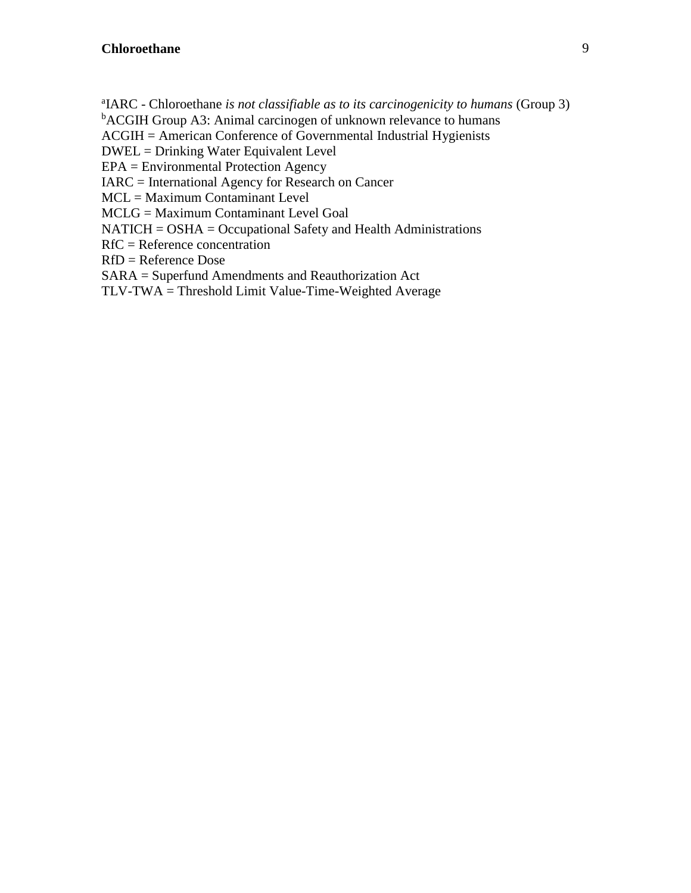[a]IARC - Chloroethane *is not classifiable as to its carcinogenicity to humans* (Group 3)
[b]ACGIH Group A3: Animal carcinogen of unknown relevance to humans
ACGIH = American Conference of Governmental Industrial Hygienists
DWEL = Drinking Water Equivalent Level
EPA = Environmental Protection Agency
IARC = International Agency for Research on Cancer
MCL = Maximum Contaminant Level
MCLG = Maximum Contaminant Level Goal
NATICH = OSHA = Occupational Safety and Health Administrations
RfC = Reference concentration
RfD = Reference Dose
SARA = Superfund Amendments and Reauthorization Act
TLV-TWA = Threshold Limit Value-Time-Weighted Average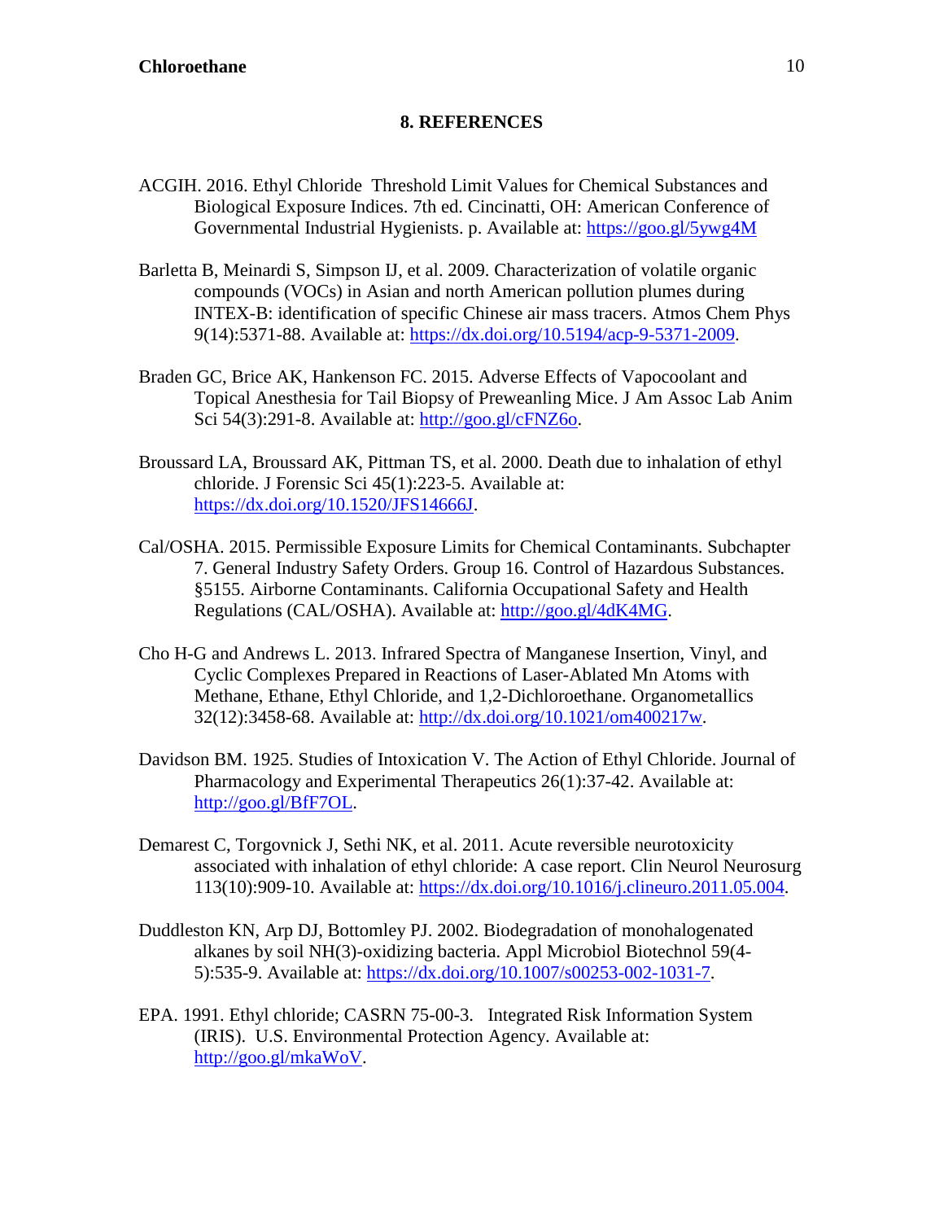## 8. REFERENCES

ACGIH. 2016. Ethyl Chloride  Threshold Limit Values for Chemical Substances and Biological Exposure Indices. 7th ed. Cincinatti, OH: American Conference of Governmental Industrial Hygienists. p. Available at: https://goo.gl/5ywg4M

Barletta B, Meinardi S, Simpson IJ, et al. 2009. Characterization of volatile organic compounds (VOCs) in Asian and north American pollution plumes during INTEX-B: identification of specific Chinese air mass tracers. Atmos Chem Phys 9(14):5371-88. Available at: https://dx.doi.org/10.5194/acp-9-5371-2009.

Braden GC, Brice AK, Hankenson FC. 2015. Adverse Effects of Vapocoolant and Topical Anesthesia for Tail Biopsy of Preweanling Mice. J Am Assoc Lab Anim Sci 54(3):291-8. Available at: http://goo.gl/cFNZ6o.

Broussard LA, Broussard AK, Pittman TS, et al. 2000. Death due to inhalation of ethyl chloride. J Forensic Sci 45(1):223-5. Available at: https://dx.doi.org/10.1520/JFS14666J.

Cal/OSHA. 2015. Permissible Exposure Limits for Chemical Contaminants. Subchapter 7. General Industry Safety Orders. Group 16. Control of Hazardous Substances. §5155. Airborne Contaminants. California Occupational Safety and Health Regulations (CAL/OSHA). Available at: http://goo.gl/4dK4MG.

Cho H-G and Andrews L. 2013. Infrared Spectra of Manganese Insertion, Vinyl, and Cyclic Complexes Prepared in Reactions of Laser-Ablated Mn Atoms with Methane, Ethane, Ethyl Chloride, and 1,2-Dichloroethane. Organometallics 32(12):3458-68. Available at: http://dx.doi.org/10.1021/om400217w.

Davidson BM. 1925. Studies of Intoxication V. The Action of Ethyl Chloride. Journal of Pharmacology and Experimental Therapeutics 26(1):37-42. Available at: http://goo.gl/BfF7OL.

Demarest C, Torgovnick J, Sethi NK, et al. 2011. Acute reversible neurotoxicity associated with inhalation of ethyl chloride: A case report. Clin Neurol Neurosurg 113(10):909-10. Available at: https://dx.doi.org/10.1016/j.clineuro.2011.05.004.

Duddleston KN, Arp DJ, Bottomley PJ. 2002. Biodegradation of monohalogenated alkanes by soil NH(3)-oxidizing bacteria. Appl Microbiol Biotechnol 59(4-5):535-9. Available at: https://dx.doi.org/10.1007/s00253-002-1031-7.

EPA. 1991. Ethyl chloride; CASRN 75-00-3.  Integrated Risk Information System (IRIS).  U.S. Environmental Protection Agency. Available at: http://goo.gl/mkaWoV.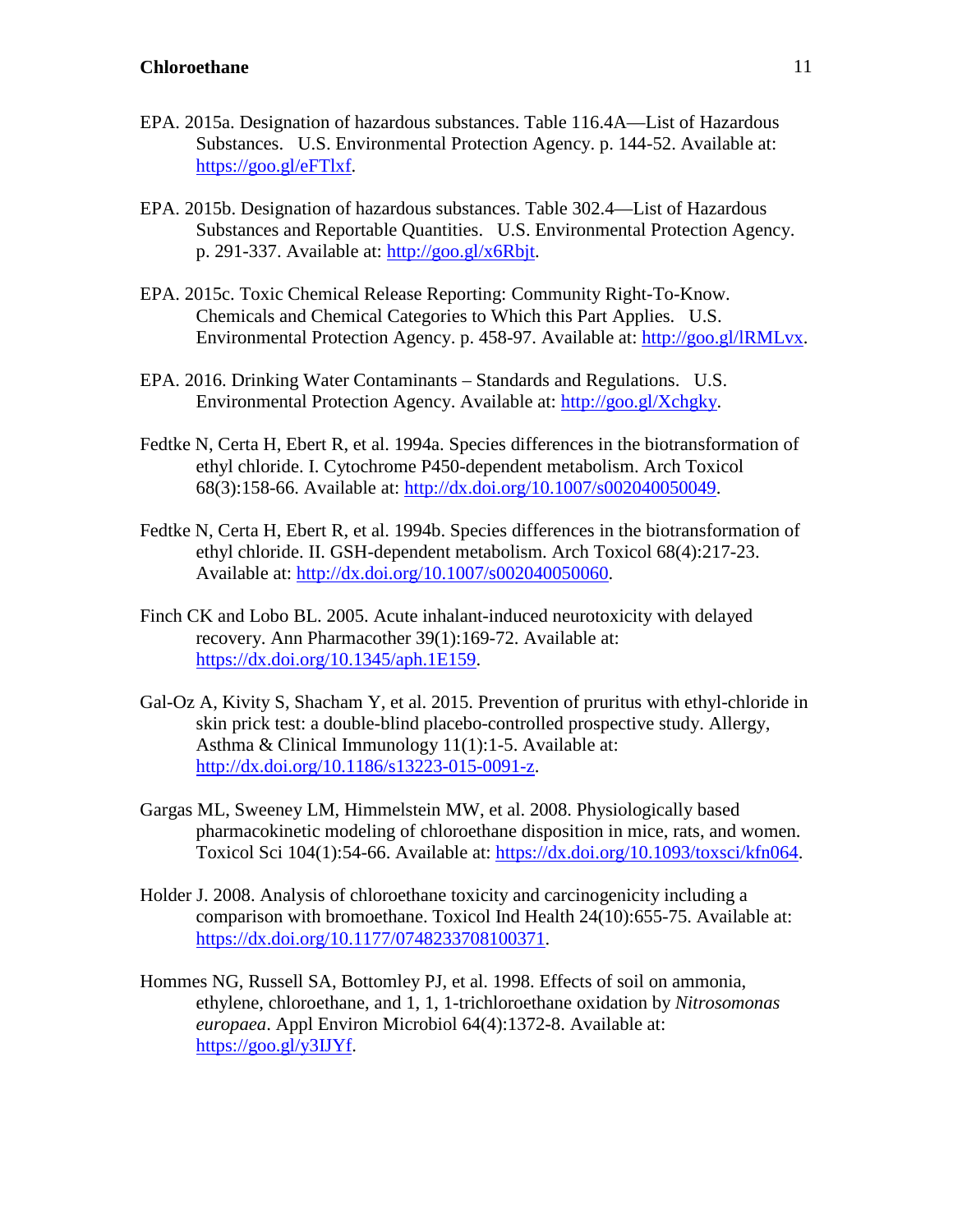EPA. 2015a. Designation of hazardous substances. Table 116.4A—List of Hazardous Substances.   U.S. Environmental Protection Agency. p. 144-52. Available at: https://goo.gl/eFTlxf.

EPA. 2015b. Designation of hazardous substances. Table 302.4—List of Hazardous Substances and Reportable Quantities.   U.S. Environmental Protection Agency. p. 291-337. Available at: http://goo.gl/x6Rbjt.

EPA. 2015c. Toxic Chemical Release Reporting: Community Right-To-Know. Chemicals and Chemical Categories to Which this Part Applies.   U.S. Environmental Protection Agency. p. 458-97. Available at: http://goo.gl/lRMLvx.

EPA. 2016. Drinking Water Contaminants – Standards and Regulations.   U.S. Environmental Protection Agency. Available at: http://goo.gl/Xchgky.

Fedtke N, Certa H, Ebert R, et al. 1994a. Species differences in the biotransformation of ethyl chloride. I. Cytochrome P450-dependent metabolism. Arch Toxicol 68(3):158-66. Available at: http://dx.doi.org/10.1007/s002040050049.

Fedtke N, Certa H, Ebert R, et al. 1994b. Species differences in the biotransformation of ethyl chloride. II. GSH-dependent metabolism. Arch Toxicol 68(4):217-23. Available at: http://dx.doi.org/10.1007/s002040050060.

Finch CK and Lobo BL. 2005. Acute inhalant-induced neurotoxicity with delayed recovery. Ann Pharmacother 39(1):169-72. Available at: https://dx.doi.org/10.1345/aph.1E159.

Gal-Oz A, Kivity S, Shacham Y, et al. 2015. Prevention of pruritus with ethyl-chloride in skin prick test: a double-blind placebo-controlled prospective study. Allergy, Asthma & Clinical Immunology 11(1):1-5. Available at: http://dx.doi.org/10.1186/s13223-015-0091-z.

Gargas ML, Sweeney LM, Himmelstein MW, et al. 2008. Physiologically based pharmacokinetic modeling of chloroethane disposition in mice, rats, and women. Toxicol Sci 104(1):54-66. Available at: https://dx.doi.org/10.1093/toxsci/kfn064.

Holder J. 2008. Analysis of chloroethane toxicity and carcinogenicity including a comparison with bromoethane. Toxicol Ind Health 24(10):655-75. Available at: https://dx.doi.org/10.1177/0748233708100371.

Hommes NG, Russell SA, Bottomley PJ, et al. 1998. Effects of soil on ammonia, ethylene, chloroethane, and 1, 1, 1-trichloroethane oxidation by *Nitrosomonas europaea*. Appl Environ Microbiol 64(4):1372-8. Available at: https://goo.gl/y3IJYf.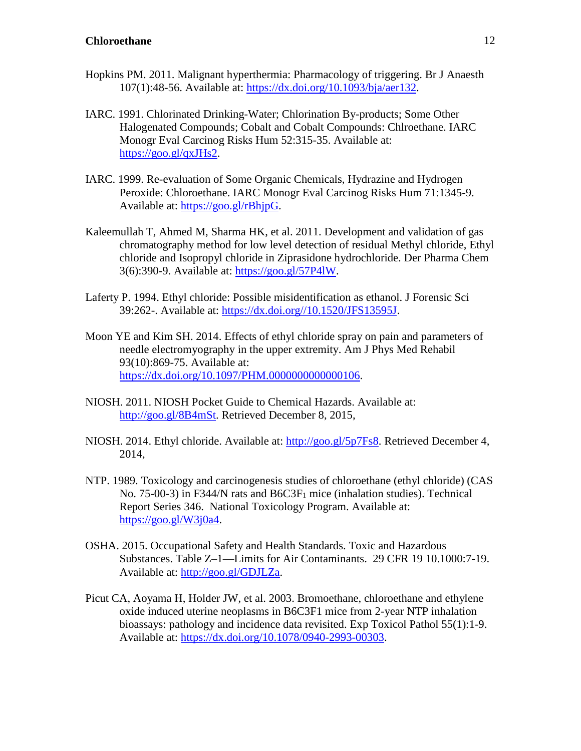Hopkins PM. 2011. Malignant hyperthermia: Pharmacology of triggering. Br J Anaesth 107(1):48-56. Available at: https://dx.doi.org/10.1093/bja/aer132.

IARC. 1991. Chlorinated Drinking-Water; Chlorination By-products; Some Other Halogenated Compounds; Cobalt and Cobalt Compounds: Chlroethane. IARC Monogr Eval Carcinog Risks Hum 52:315-35. Available at: https://goo.gl/qxJHs2.

IARC. 1999. Re-evaluation of Some Organic Chemicals, Hydrazine and Hydrogen Peroxide: Chloroethane. IARC Monogr Eval Carcinog Risks Hum 71:1345-9. Available at: https://goo.gl/rBhjpG.

Kaleemullah T, Ahmed M, Sharma HK, et al. 2011. Development and validation of gas chromatography method for low level detection of residual Methyl chloride, Ethyl chloride and Isopropyl chloride in Ziprasidone hydrochloride. Der Pharma Chem 3(6):390-9. Available at: https://goo.gl/57P4lW.

Laferty P. 1994. Ethyl chloride: Possible misidentification as ethanol. J Forensic Sci 39:262-. Available at: https://dx.doi.org//10.1520/JFS13595J.

Moon YE and Kim SH. 2014. Effects of ethyl chloride spray on pain and parameters of needle electromyography in the upper extremity. Am J Phys Med Rehabil 93(10):869-75. Available at: https://dx.doi.org/10.1097/PHM.0000000000000106.

NIOSH. 2011. NIOSH Pocket Guide to Chemical Hazards. Available at: http://goo.gl/8B4mSt. Retrieved December 8, 2015,

NIOSH. 2014. Ethyl chloride. Available at: http://goo.gl/5p7Fs8. Retrieved December 4, 2014,

NTP. 1989. Toxicology and carcinogenesis studies of chloroethane (ethyl chloride) (CAS No. 75-00-3) in F344/N rats and B6C3F$_1$ mice (inhalation studies). Technical Report Series 346. National Toxicology Program. Available at: https://goo.gl/W3j0a4.

OSHA. 2015. Occupational Safety and Health Standards. Toxic and Hazardous Substances. Table Z–1—Limits for Air Contaminants. 29 CFR 19 10.1000:7-19. Available at: http://goo.gl/GDJLZa.

Picut CA, Aoyama H, Holder JW, et al. 2003. Bromoethane, chloroethane and ethylene oxide induced uterine neoplasms in B6C3F1 mice from 2-year NTP inhalation bioassays: pathology and incidence data revisited. Exp Toxicol Pathol 55(1):1-9. Available at: https://dx.doi.org/10.1078/0940-2993-00303.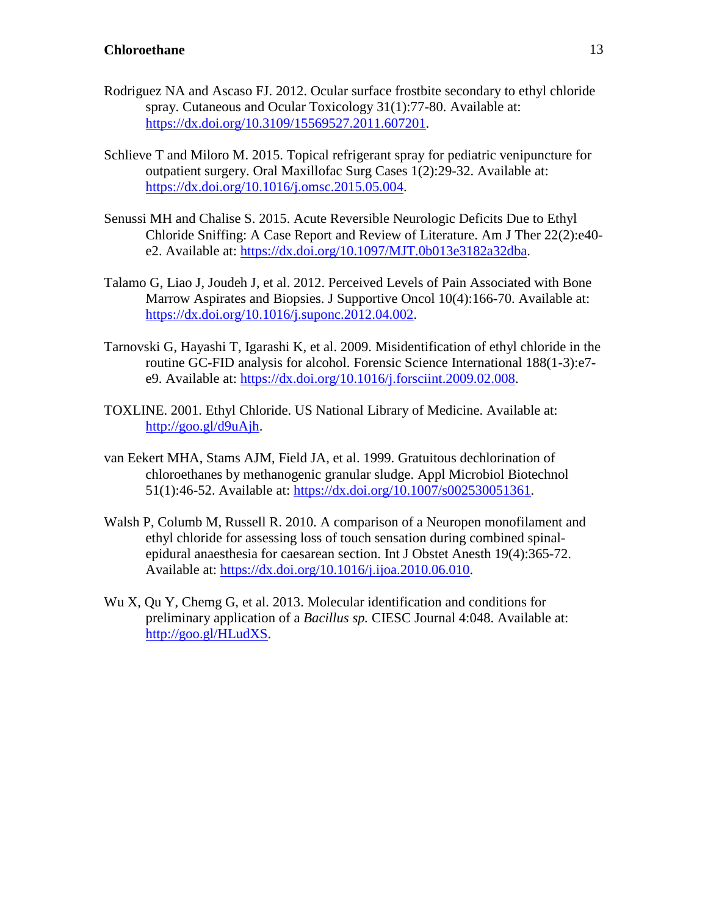Rodriguez NA and Ascaso FJ. 2012. Ocular surface frostbite secondary to ethyl chloride spray. Cutaneous and Ocular Toxicology 31(1):77-80. Available at: https://dx.doi.org/10.3109/15569527.2011.607201.

Schlieve T and Miloro M. 2015. Topical refrigerant spray for pediatric venipuncture for outpatient surgery. Oral Maxillofac Surg Cases 1(2):29-32. Available at: https://dx.doi.org/10.1016/j.omsc.2015.05.004.

Senussi MH and Chalise S. 2015. Acute Reversible Neurologic Deficits Due to Ethyl Chloride Sniffing: A Case Report and Review of Literature. Am J Ther 22(2):e40-e2. Available at: https://dx.doi.org/10.1097/MJT.0b013e3182a32dba.

Talamo G, Liao J, Joudeh J, et al. 2012. Perceived Levels of Pain Associated with Bone Marrow Aspirates and Biopsies. J Supportive Oncol 10(4):166-70. Available at: https://dx.doi.org/10.1016/j.suponc.2012.04.002.

Tarnovski G, Hayashi T, Igarashi K, et al. 2009. Misidentification of ethyl chloride in the routine GC-FID analysis for alcohol. Forensic Science International 188(1-3):e7-e9. Available at: https://dx.doi.org/10.1016/j.forsciint.2009.02.008.

TOXLINE. 2001. Ethyl Chloride. US National Library of Medicine. Available at: http://goo.gl/d9uAjh.

van Eekert MHA, Stams AJM, Field JA, et al. 1999. Gratuitous dechlorination of chloroethanes by methanogenic granular sludge. Appl Microbiol Biotechnol 51(1):46-52. Available at: https://dx.doi.org/10.1007/s002530051361.

Walsh P, Columb M, Russell R. 2010. A comparison of a Neuropen monofilament and ethyl chloride for assessing loss of touch sensation during combined spinal-epidural anaesthesia for caesarean section. Int J Obstet Anesth 19(4):365-72. Available at: https://dx.doi.org/10.1016/j.ijoa.2010.06.010.

Wu X, Qu Y, Chemg G, et al. 2013. Molecular identification and conditions for preliminary application of a *Bacillus sp.* CIESC Journal 4:048. Available at: http://goo.gl/HLudXS.